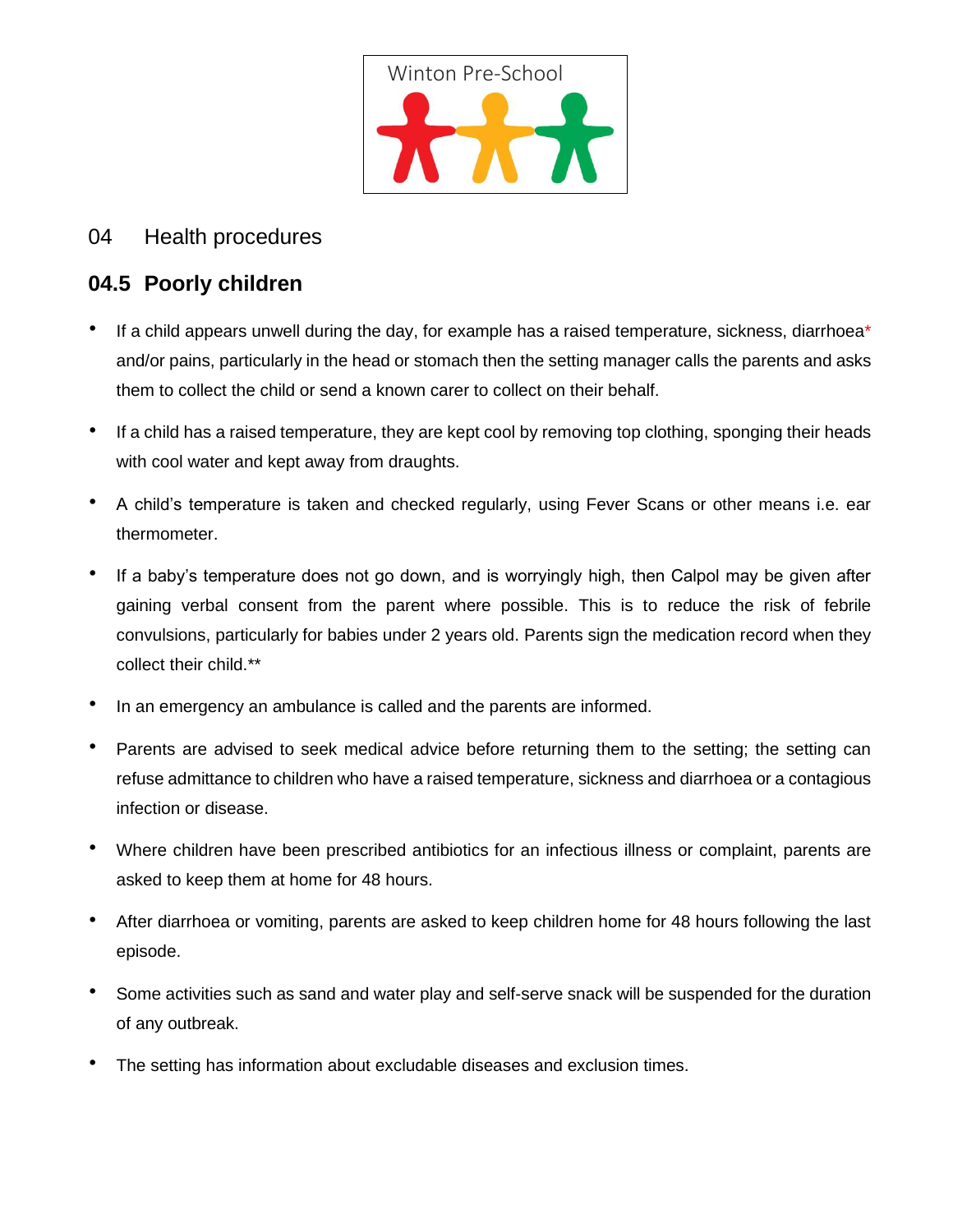Winton Pre-School

# 04 Health procedures

## 04.5 Poorly children

- If a child appears unwell during the day, for example has a raised temperature, sickness, diarrhoea* and/or pains, particularly in the head or stomach then the setting manager calls the parents and asks them to collect the child or send a known carer to collect on their behalf.
- If a child has a raised temperature, they are kept cool by removing top clothing, sponging their heads with cool water and kept away from draughts.
- A child's temperature is taken and checked regularly, using Fever Scans or other means i.e. ear thermometer.
- If a baby's temperature does not go down, and is worryingly high, then Calpol may be given after gaining verbal consent from the parent where possible. This is to reduce the risk of febrile convulsions, particularly for babies under 2 years old. Parents sign the medication record when they collect their child.**
- In an emergency an ambulance is called and the parents are informed.
- Parents are advised to seek medical advice before returning them to the setting; the setting can refuse admittance to children who have a raised temperature, sickness and diarrhoea or a contagious infection or disease.
- Where children have been prescribed antibiotics for an infectious illness or complaint, parents are asked to keep them at home for 48 hours.
- After diarrhoea or vomiting, parents are asked to keep children home for 48 hours following the last episode.
- Some activities such as sand and water play and self-serve snack will be suspended for the duration of any outbreak.
- The setting has information about excludable diseases and exclusion times.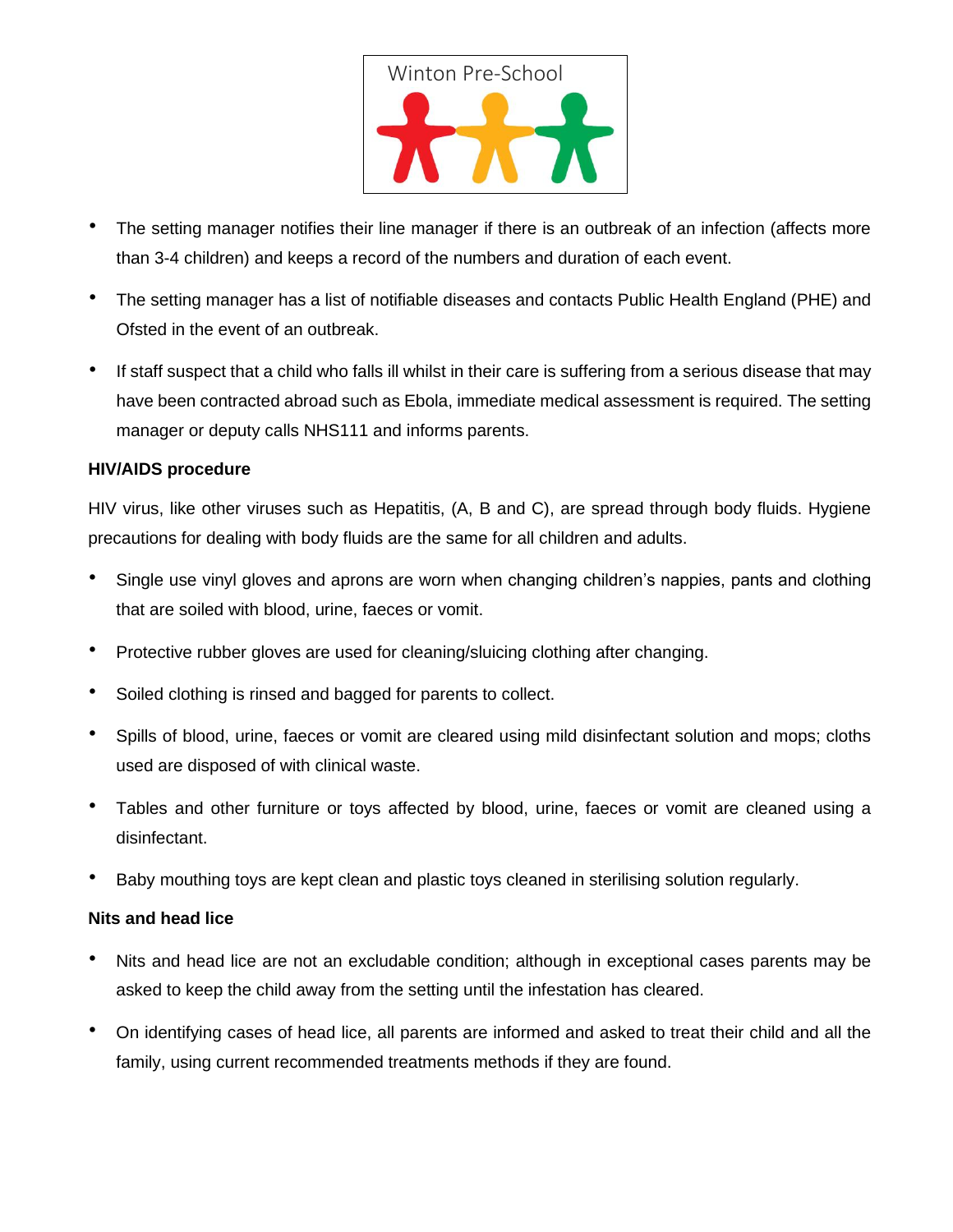- The setting manager notifies their line manager if there is an outbreak of an infection (affects more than 3-4 children) and keeps a record of the numbers and duration of each event.
- The setting manager has a list of notifiable diseases and contacts Public Health England (PHE) and Ofsted in the event of an outbreak.
- If staff suspect that a child who falls ill whilst in their care is suffering from a serious disease that may have been contracted abroad such as Ebola, immediate medical assessment is required. The setting manager or deputy calls NHS111 and informs parents.

**HIV/AIDS procedure**

HIV virus, like other viruses such as Hepatitis, (A, B and C), are spread through body fluids. Hygiene precautions for dealing with body fluids are the same for all children and adults.

- Single use vinyl gloves and aprons are worn when changing children's nappies, pants and clothing that are soiled with blood, urine, faeces or vomit.
- Protective rubber gloves are used for cleaning/sluicing clothing after changing.
- Soiled clothing is rinsed and bagged for parents to collect.
- Spills of blood, urine, faeces or vomit are cleared using mild disinfectant solution and mops; cloths used are disposed of with clinical waste.
- Tables and other furniture or toys affected by blood, urine, faeces or vomit are cleaned using a disinfectant.
- Baby mouthing toys are kept clean and plastic toys cleaned in sterilising solution regularly.

**Nits and head lice**

- Nits and head lice are not an excludable condition; although in exceptional cases parents may be asked to keep the child away from the setting until the infestation has cleared.
- On identifying cases of head lice, all parents are informed and asked to treat their child and all the family, using current recommended treatments methods if they are found.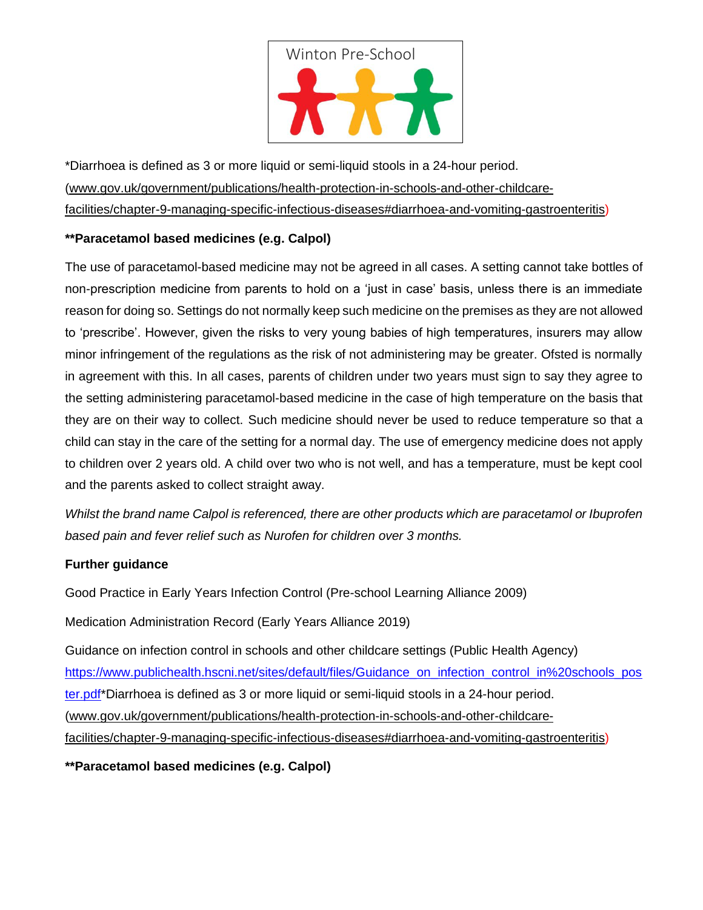*Diarrhoea is defined as 3 or more liquid or semi-liquid stools in a 24-hour period. (www.gov.uk/government/publications/health-protection-in-schools-and-other-childcare-facilities/chapter-9-managing-specific-infectious-diseases#diarrhoea-and-vomiting-gastroenteritis)

**Paracetamol based medicines (e.g. Calpol)**

The use of paracetamol-based medicine may not be agreed in all cases. A setting cannot take bottles of non-prescription medicine from parents to hold on a 'just in case' basis, unless there is an immediate reason for doing so. Settings do not normally keep such medicine on the premises as they are not allowed to 'prescribe'. However, given the risks to very young babies of high temperatures, insurers may allow minor infringement of the regulations as the risk of not administering may be greater. Ofsted is normally in agreement with this. In all cases, parents of children under two years must sign to say they agree to the setting administering paracetamol-based medicine in the case of high temperature on the basis that they are on their way to collect. Such medicine should never be used to reduce temperature so that a child can stay in the care of the setting for a normal day. The use of emergency medicine does not apply to children over 2 years old. A child over two who is not well, and has a temperature, must be kept cool and the parents asked to collect straight away.

*Whilst the brand name Calpol is referenced, there are other products which are paracetamol or Ibuprofen based pain and fever relief such as Nurofen for children over 3 months.*

**Further guidance**

Good Practice in Early Years Infection Control (Pre-school Learning Alliance 2009)

Medication Administration Record (Early Years Alliance 2019)

Guidance on infection control in schools and other childcare settings (Public Health Agency) https://www.publichealth.hscni.net/sites/default/files/Guidance_on_infection_control_in%20schools_poster.pdf*Diarrhoea is defined as 3 or more liquid or semi-liquid stools in a 24-hour period. (www.gov.uk/government/publications/health-protection-in-schools-and-other-childcare-facilities/chapter-9-managing-specific-infectious-diseases#diarrhoea-and-vomiting-gastroenteritis)

**Paracetamol based medicines (e.g. Calpol)**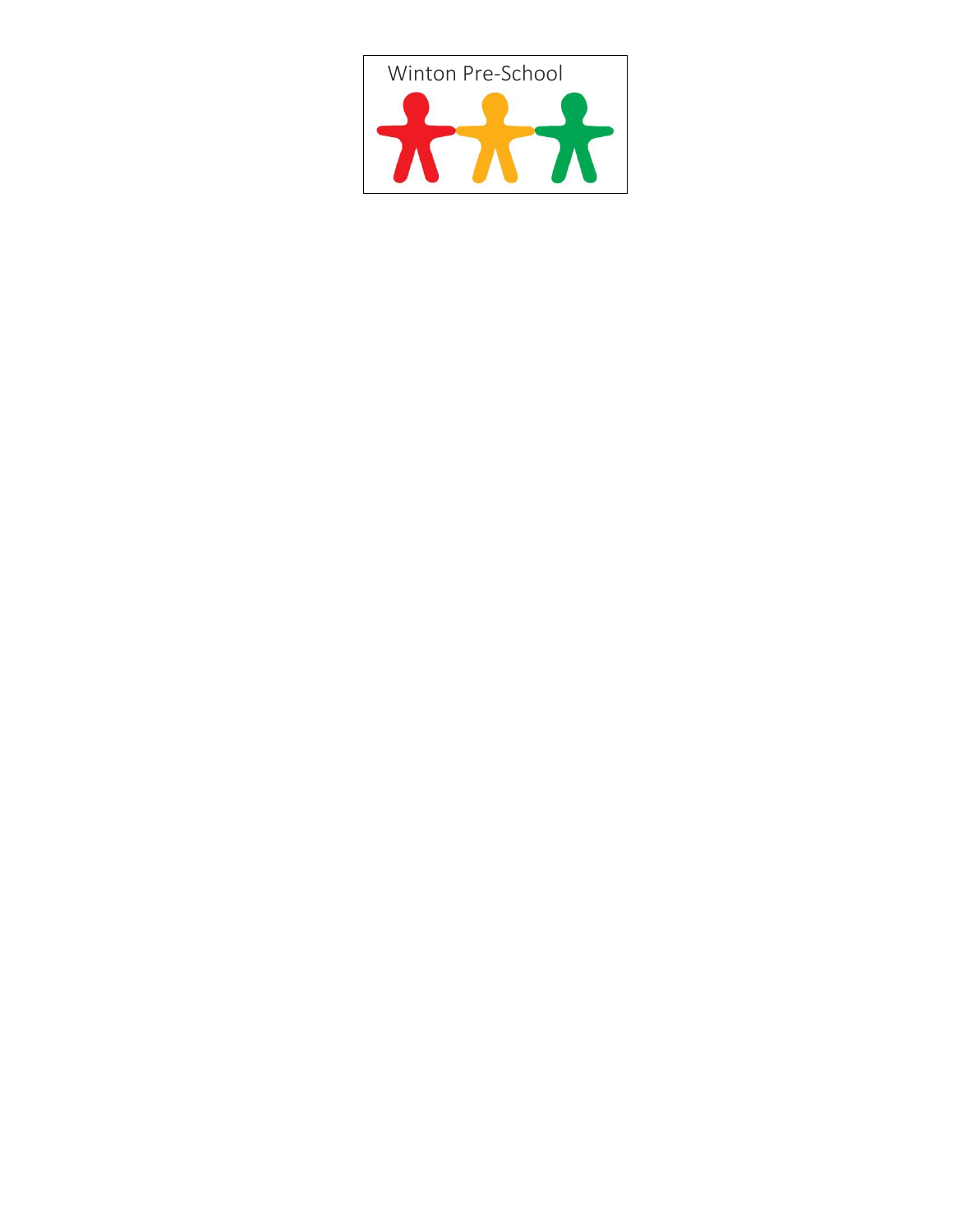Winton Pre-School